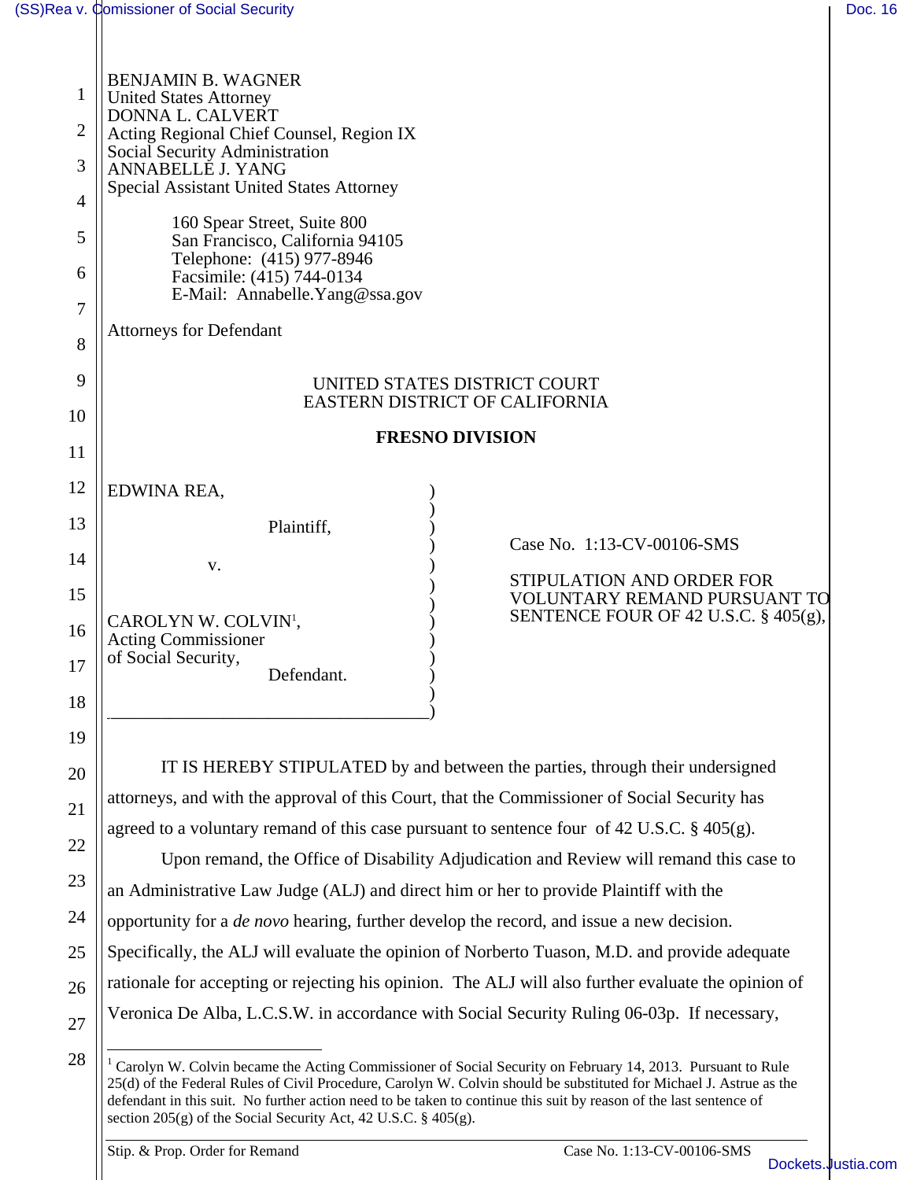BENJAMIN B. WAGNER
United States Attorney
DONNA L. CALVERT
Acting Regional Chief Counsel, Region IX
Social Security Administration
ANNABELLE J. YANG
Special Assistant United States Attorney

160 Spear Street, Suite 800
San Francisco, California 94105
Telephone: (415) 977-8946
Facsimile: (415) 744-0134
E-Mail: Annabelle.Yang@ssa.gov

Attorneys for Defendant

UNITED STATES DISTRICT COURT
EASTERN DISTRICT OF CALIFORNIA

**FRESNO DIVISION**

| | |
|---|---|
| EDWINA REA, Plaintiff, v. CAROLYN W. COLVIN[1], Acting Commissioner of Social Security, Defendant. | Case No. 1:13-CV-00106-SMS STIPULATION AND ORDER FOR VOLUNTARY REMAND PURSUANT TO SENTENCE FOUR OF 42 U.S.C. § 405(g), |

IT IS HEREBY STIPULATED by and between the parties, through their undersigned attorneys, and with the approval of this Court, that the Commissioner of Social Security has agreed to a voluntary remand of this case pursuant to sentence four of 42 U.S.C. § 405(g).

Upon remand, the Office of Disability Adjudication and Review will remand this case to an Administrative Law Judge (ALJ) and direct him or her to provide Plaintiff with the opportunity for a *de novo* hearing, further develop the record, and issue a new decision. Specifically, the ALJ will evaluate the opinion of Norberto Tuason, M.D. and provide adequate rationale for accepting or rejecting his opinion. The ALJ will also further evaluate the opinion of Veronica De Alba, L.C.S.W. in accordance with Social Security Ruling 06-03p. If necessary,

[1] Carolyn W. Colvin became the Acting Commissioner of Social Security on February 14, 2013. Pursuant to Rule 25(d) of the Federal Rules of Civil Procedure, Carolyn W. Colvin should be substituted for Michael J. Astrue as the defendant in this suit. No further action need to be taken to continue this suit by reason of the last sentence of section 205(g) of the Social Security Act, 42 U.S.C. § 405(g).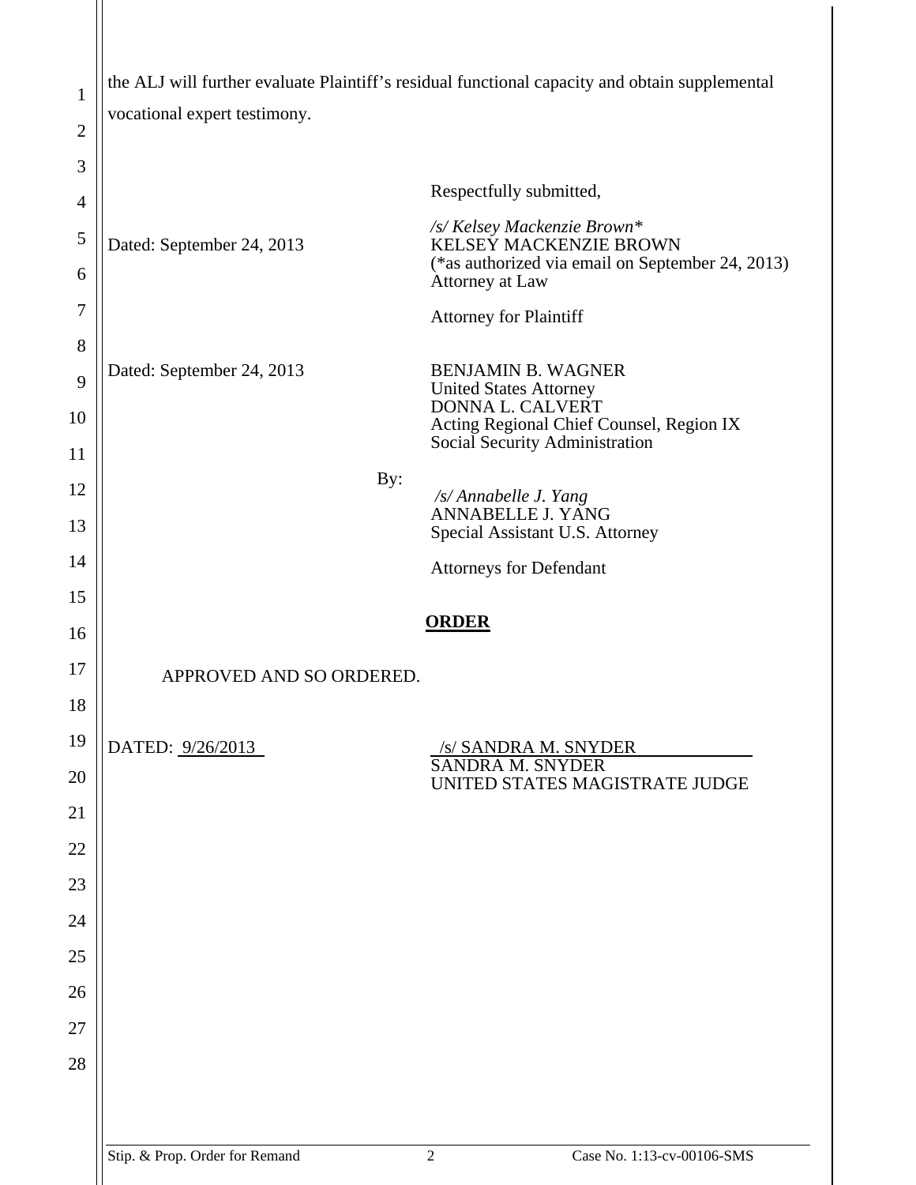the ALJ will further evaluate Plaintiff's residual functional capacity and obtain supplemental vocational expert testimony.

Respectfully submitted,

Dated: September 24, 2013

*/s/ Kelsey Mackenzie Brown**
KELSEY MACKENZIE BROWN
(*as authorized via email on September 24, 2013)
Attorney at Law

Attorney for Plaintiff

Dated: September 24, 2013

BENJAMIN B. WAGNER
United States Attorney
DONNA L. CALVERT
Acting Regional Chief Counsel, Region IX
Social Security Administration

By:
*/s/ Annabelle J. Yang*
ANNABELLE J. YANG
Special Assistant U.S. Attorney

Attorneys for Defendant

**ORDER**

APPROVED AND SO ORDERED.

DATED: 9/26/2013

/s/ SANDRA M. SNYDER
SANDRA M. SNYDER
UNITED STATES MAGISTRATE JUDGE